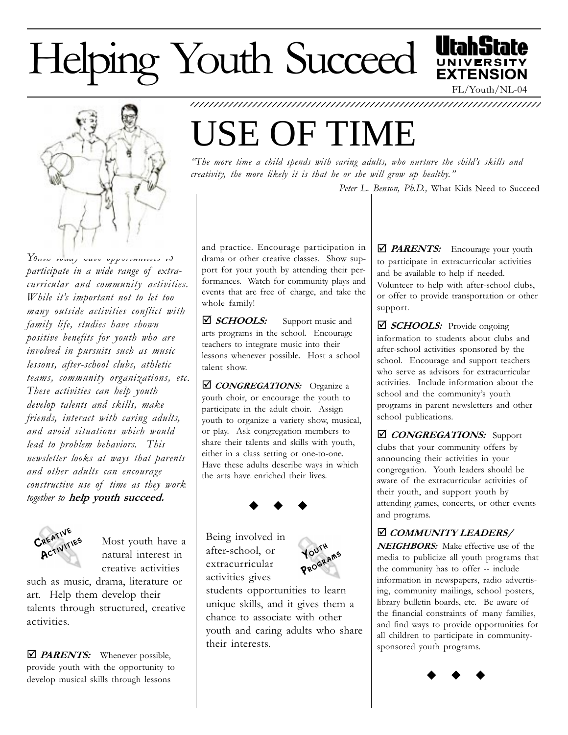# Helping Youth Succeed

FL/Youth/NL-04

# USE OF TIME

*"The more time a child spends with caring adults, who nurture the child's skills and creativity, the more likely it is that he or she will grow up healthy."*

Peter L. Benson, Ph.D., *What Kids Need to Succeed*

*Youth today have opportunities to participate in a wide range of extra-curricular and community activities. While it's important not to let too many outside activities conflict with family life, studies have shown positive benefits for youth who are involved in pursuits such as music lessons, after-school clubs, athletic teams, community organizations, etc. These activities can help youth develop talents and skills, make friends, interact with caring adults, and avoid situations which would lead to problem behaviors. This newsletter looks at ways that parents and other adults can encourage constructive use of time as they work together to* **help youth succeed.**

## Creative Activities

Most youth have a natural interest in creative activities such as music, drama, literature or art. Help them develop their talents through structured, creative activities.

☑ ***PARENTS:*** Whenever possible, provide youth with the opportunity to develop musical skills through lessons and practice. Encourage participation in drama or other creative classes. Show support for your youth by attending their performances. Watch for community plays and events that are free of charge, and take the whole family!

☑ ***SCHOOLS:*** Support music and arts programs in the school. Encourage teachers to integrate music into their lessons whenever possible. Host a school talent show.

☑ ***CONGREGATIONS:*** Organize a youth choir, or encourage the youth to participate in the adult choir. Assign youth to organize a variety show, musical, or play. Ask congregation members to share their talents and skills with youth, either in a class setting or one-to-one. Have these adults describe ways in which the arts have enriched their lives.

◆ ◆ ◆

## Youth Programs

Being involved in after-school, or extracurricular activities gives students opportunities to learn unique skills, and it gives them a chance to associate with other youth and caring adults who share their interests.

☑ ***PARENTS:*** Encourage your youth to participate in extracurricular activities and be available to help if needed. Volunteer to help with after-school clubs, or offer to provide transportation or other support.

☑ ***SCHOOLS:*** Provide ongoing information to students about clubs and after-school activities sponsored by the school. Encourage and support teachers who serve as advisors for extracurricular activities. Include information about the school and the community's youth programs in parent newsletters and other school publications.

☑ ***CONGREGATIONS:*** Support clubs that your community offers by announcing their activities in your congregation. Youth leaders should be aware of the extracurricular activities of their youth, and support youth by attending games, concerts, or other events and programs.

☑ ***COMMUNITY LEADERS/ NEIGHBORS:*** Make effective use of the media to publicize all youth programs that the community has to offer -- include information in newspapers, radio advertising, community mailings, school posters, library bulletin boards, etc. Be aware of the financial constraints of many families, and find ways to provide opportunities for all children to participate in community-sponsored youth programs.

◆ ◆ ◆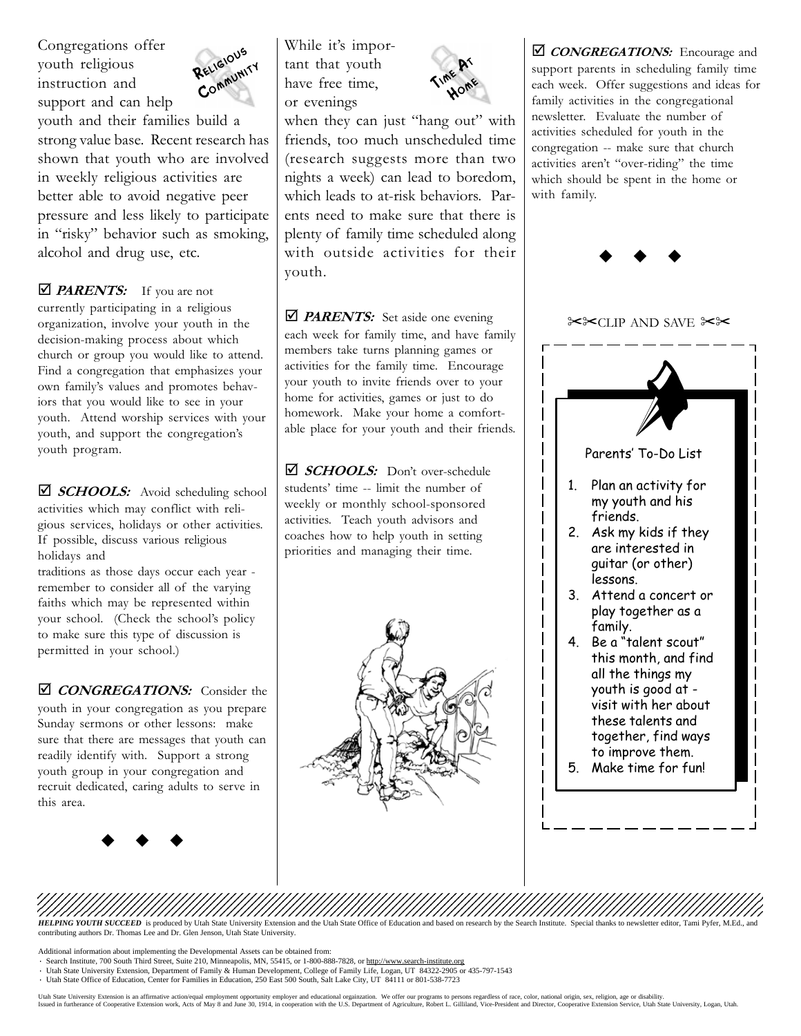Congregations offer youth religious instruction and support and can help youth and their families build a strong value base. Recent research has shown that youth who are involved in weekly religious activities are better able to avoid negative peer pressure and less likely to participate in "risky" behavior such as smoking, alcohol and drug use, etc.

☑ ***PARENTS:*** If you are not currently participating in a religious organization, involve your youth in the decision-making process about which church or group you would like to attend. Find a congregation that emphasizes your own family's values and promotes behaviors that you would like to see in your youth. Attend worship services with your youth, and support the congregation's youth program.

☑ ***SCHOOLS:*** Avoid scheduling school activities which may conflict with religious services, holidays or other activities. If possible, discuss various religious holidays and traditions as those days occur each year - remember to consider all of the varying faiths which may be represented within your school. (Check the school's policy to make sure this type of discussion is permitted in your school.)

☑ ***CONGREGATIONS:*** Consider the youth in your congregation as you prepare Sunday sermons or other lessons: make sure that there are messages that youth can readily identify with. Support a strong youth group in your congregation and recruit dedicated, caring adults to serve in this area.

◆ ◆ ◆

While it's important that youth have free time, or evenings when they can just "hang out" with friends, too much unscheduled time (research suggests more than two nights a week) can lead to boredom, which leads to at-risk behaviors. Parents need to make sure that there is plenty of family time scheduled along with outside activities for their youth.

☑ ***PARENTS:*** Set aside one evening each week for family time, and have family members take turns planning games or activities for the family time. Encourage your youth to invite friends over to your home for activities, games or just to do homework. Make your home a comfortable place for your youth and their friends.

☑ ***SCHOOLS:*** Don't over-schedule students' time -- limit the number of weekly or monthly school-sponsored activities. Teach youth advisors and coaches how to help youth in setting priorities and managing their time.

☑ ***CONGREGATIONS:*** Encourage and support parents in scheduling family time each week. Offer suggestions and ideas for family activities in the congregational newsletter. Evaluate the number of activities scheduled for youth in the congregation -- make sure that church activities aren't "over-riding" the time which should be spent in the home or with family.

◆ ◆ ◆

✂✂CLIP AND SAVE ✂✂

Parents' To-Do List

1. Plan an activity for my youth and his friends.
2. Ask my kids if they are interested in guitar (or other) lessons.
3. Attend a concert or play together as a family.
4. Be a "talent scout" this month, and find all the things my youth is good at - visit with her about these talents and together, find ways to improve them.
5. Make time for fun!

***HELPING YOUTH SUCCEED*** is produced by Utah State University Extension and the Utah State Office of Education and based on research by the Search Institute. Special thanks to newsletter editor, Tami Pyfer, M.Ed., and contributing authors Dr. Thomas Lee and Dr. Glen Jenson, Utah State University.

Additional information about implementing the Developmental Assets can be obtained from:
- Search Institute, 700 South Third Street, Suite 210, Minneapolis, MN, 55415, or 1-800-888-7828, or http://www.search-institute.org
- Utah State University Extension, Department of Family & Human Development, College of Family Life, Logan, UT 84322-2905 or 435-797-1543
- Utah State Office of Education, Center for Families in Education, 250 East 500 South, Salt Lake City, UT 84111 or 801-538-7723

Utah State University Extension is an affirmative action/equal employment opportunity employer and educational orgainzation. We offer our programs to persons regardless of race, color, national origin, sex, religion, age or disability.
Issued in furtherance of Cooperative Extension work, Acts of May 8 and June 30, 1914, in cooperation with the U.S. Department of Agriculture, Robert L. Gilliland, Vice-President and Director, Cooperative Extension Service, Utah State University, Logan, Utah.